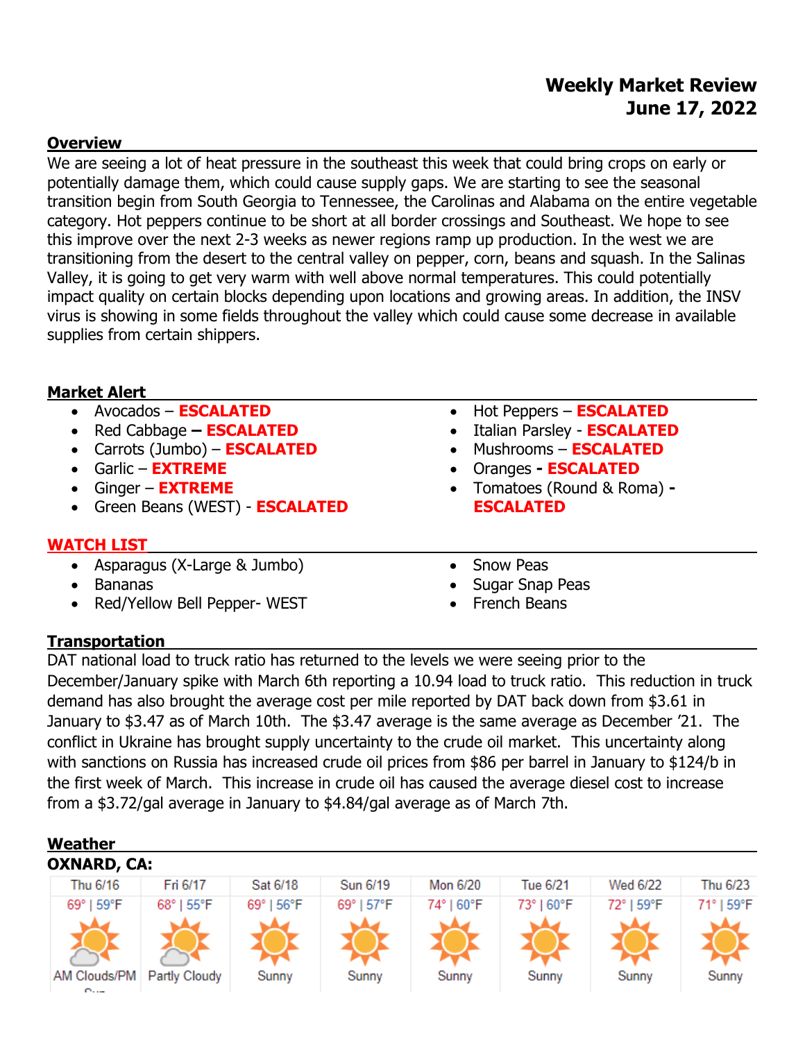# Weekly Market Review
# June 17, 2022

## Overview

We are seeing a lot of heat pressure in the southeast this week that could bring crops on early or potentially damage them, which could cause supply gaps. We are starting to see the seasonal transition begin from South Georgia to Tennessee, the Carolinas and Alabama on the entire vegetable category. Hot peppers continue to be short at all border crossings and Southeast. We hope to see this improve over the next 2-3 weeks as newer regions ramp up production. In the west we are transitioning from the desert to the central valley on pepper, corn, beans and squash. In the Salinas Valley, it is going to get very warm with well above normal temperatures. This could potentially impact quality on certain blocks depending upon locations and growing areas. In addition, the INSV virus is showing in some fields throughout the valley which could cause some decrease in available supplies from certain shippers.

## Market Alert

- Avocados – **ESCALATED**
- Red Cabbage **– ESCALATED**
- Carrots (Jumbo) – **ESCALATED**
- Garlic – **EXTREME**
- Ginger – **EXTREME**
- Green Beans (WEST) - **ESCALATED**
- Hot Peppers – **ESCALATED**
- Italian Parsley - **ESCALATED**
- Mushrooms – **ESCALATED**
- Oranges **- ESCALATED**
- Tomatoes (Round & Roma) **- ESCALATED**

## WATCH LIST

- Asparagus (X-Large & Jumbo)
- Bananas
- Red/Yellow Bell Pepper- WEST
- Snow Peas
- Sugar Snap Peas
- French Beans

## Transportation

DAT national load to truck ratio has returned to the levels we were seeing prior to the December/January spike with March 6th reporting a 10.94 load to truck ratio. This reduction in truck demand has also brought the average cost per mile reported by DAT back down from $3.61 in January to $3.47 as of March 10th. The $3.47 average is the same average as December '21. The conflict in Ukraine has brought supply uncertainty to the crude oil market. This uncertainty along with sanctions on Russia has increased crude oil prices from $86 per barrel in January to $124/b in the first week of March. This increase in crude oil has caused the average diesel cost to increase from a $3.72/gal average in January to $4.84/gal average as of March 7th.

## Weather

**OXNARD, CA:**

| Thu 6/16 | Fri 6/17 | Sat 6/18 | Sun 6/19 | Mon 6/20 | Tue 6/21 | Wed 6/22 | Thu 6/23 |
|---|---|---|---|---|---|---|---|
| 69° \| 59°F | 68° \| 55°F | 69° \| 56°F | 69° \| 57°F | 74° \| 60°F | 73° \| 60°F | 72° \| 59°F | 71° \| 59°F |
| AM Clouds/PM Sun | Partly Cloudy | Sunny | Sunny | Sunny | Sunny | Sunny | Sunny |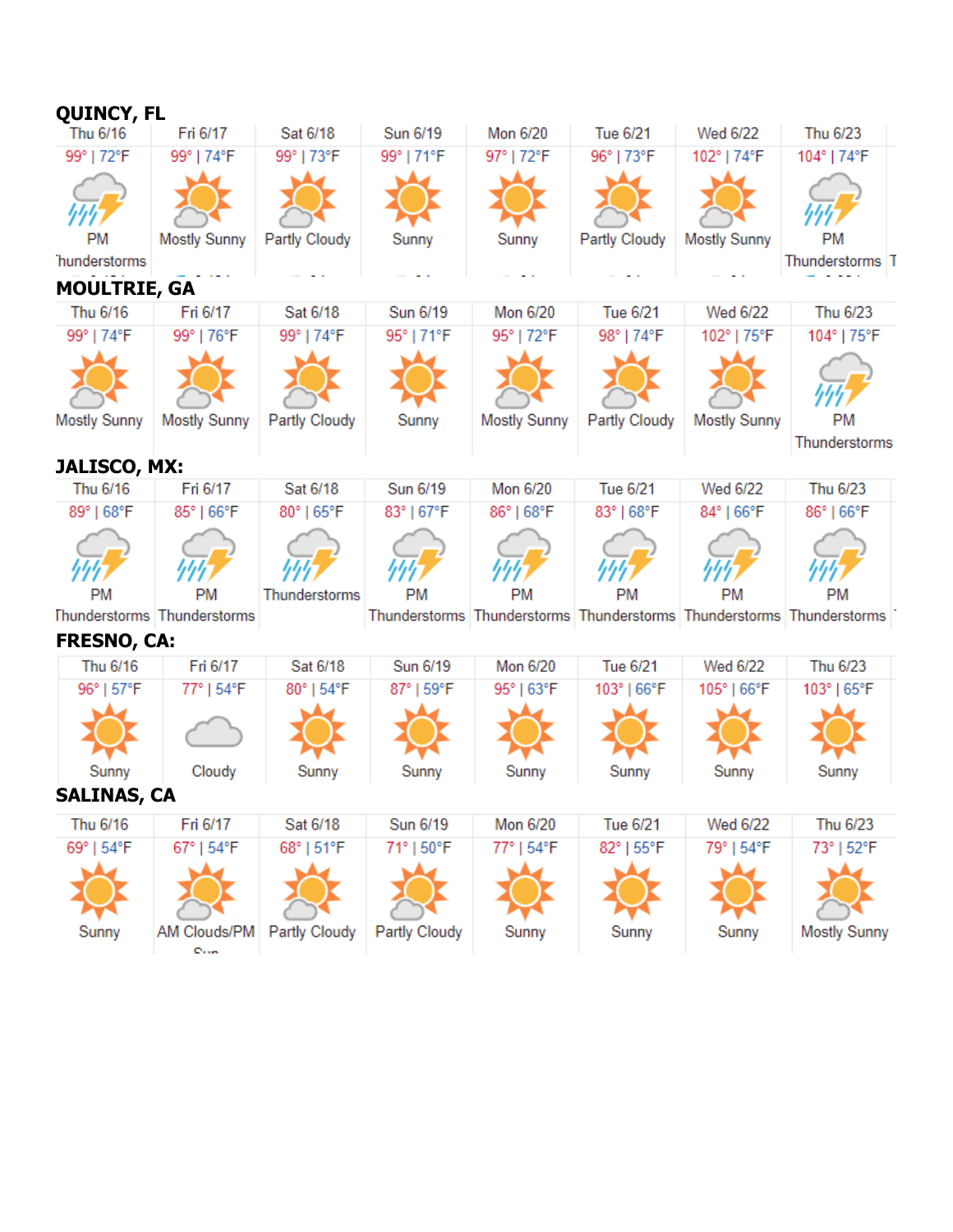## QUINCY, FL

| Thu 6/16 | Fri 6/17 | Sat 6/18 | Sun 6/19 | Mon 6/20 | Tue 6/21 | Wed 6/22 | Thu 6/23 |
|---|---|---|---|---|---|---|---|
| 99° \| 72°F | 99° \| 74°F | 99° \| 73°F | 99° \| 71°F | 97° \| 72°F | 96° \| 73°F | 102° \| 74°F | 104° \| 74°F |
| PM Thunderstorms | Mostly Sunny | Partly Cloudy | Sunny | Sunny | Partly Cloudy | Mostly Sunny | PM Thunderstorms |

## MOULTRIE, GA

| Thu 6/16 | Fri 6/17 | Sat 6/18 | Sun 6/19 | Mon 6/20 | Tue 6/21 | Wed 6/22 | Thu 6/23 |
|---|---|---|---|---|---|---|---|
| 99° \| 74°F | 99° \| 76°F | 99° \| 74°F | 95° \| 71°F | 95° \| 72°F | 98° \| 74°F | 102° \| 75°F | 104° \| 75°F |
| Mostly Sunny | Mostly Sunny | Partly Cloudy | Sunny | Mostly Sunny | Partly Cloudy | Mostly Sunny | PM Thunderstorms |

## JALISCO, MX:

| Thu 6/16 | Fri 6/17 | Sat 6/18 | Sun 6/19 | Mon 6/20 | Tue 6/21 | Wed 6/22 | Thu 6/23 |
|---|---|---|---|---|---|---|---|
| 89° \| 68°F | 85° \| 66°F | 80° \| 65°F | 83° \| 67°F | 86° \| 68°F | 83° \| 68°F | 84° \| 66°F | 86° \| 66°F |
| PM Thunderstorms | PM Thunderstorms | Thunderstorms | PM Thunderstorms | PM Thunderstorms | PM Thunderstorms | PM Thunderstorms | PM Thunderstorms |

## FRESNO, CA:

| Thu 6/16 | Fri 6/17 | Sat 6/18 | Sun 6/19 | Mon 6/20 | Tue 6/21 | Wed 6/22 | Thu 6/23 |
|---|---|---|---|---|---|---|---|
| 96° \| 57°F | 77° \| 54°F | 80° \| 54°F | 87° \| 59°F | 95° \| 63°F | 103° \| 66°F | 105° \| 66°F | 103° \| 65°F |
| Sunny | Cloudy | Sunny | Sunny | Sunny | Sunny | Sunny | Sunny |

## SALINAS, CA

| Thu 6/16 | Fri 6/17 | Sat 6/18 | Sun 6/19 | Mon 6/20 | Tue 6/21 | Wed 6/22 | Thu 6/23 |
|---|---|---|---|---|---|---|---|
| 69° \| 54°F | 67° \| 54°F | 68° \| 51°F | 71° \| 50°F | 77° \| 54°F | 82° \| 55°F | 79° \| 54°F | 73° \| 52°F |
| Sunny | AM Clouds/PM Sun | Partly Cloudy | Partly Cloudy | Sunny | Sunny | Sunny | Mostly Sunny |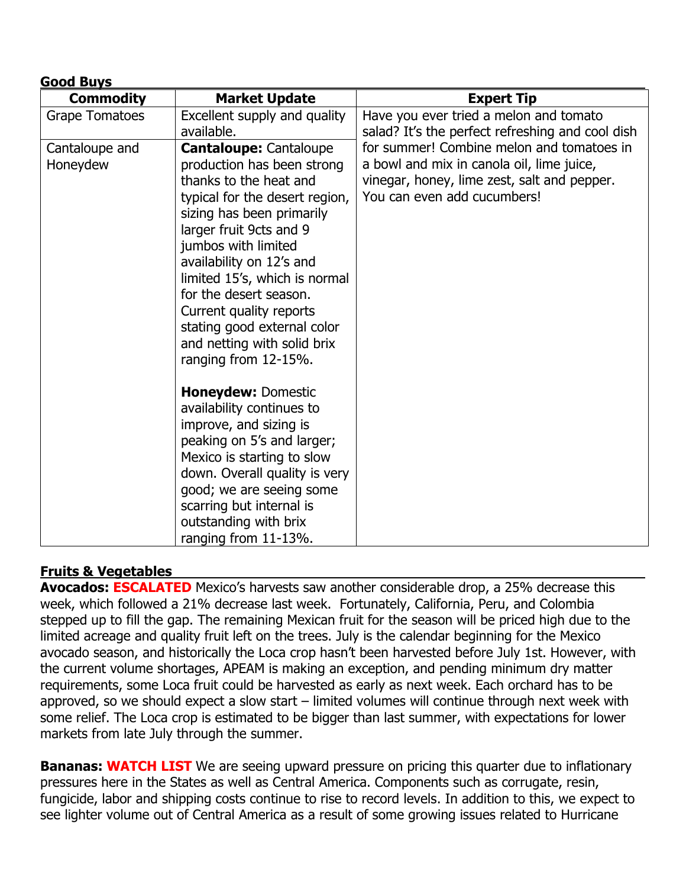## Good Buys

| Commodity | Market Update | Expert Tip |
|---|---|---|
| Grape Tomatoes | Excellent supply and quality available. | Have you ever tried a melon and tomato salad? It's the perfect refreshing and cool dish for summer! Combine melon and tomatoes in a bowl and mix in canola oil, lime juice, vinegar, honey, lime zest, salt and pepper. You can even add cucumbers! |
| Cantaloupe and Honeydew | **Cantaloupe:** Cantaloupe production has been strong thanks to the heat and typical for the desert region, sizing has been primarily larger fruit 9cts and 9 jumbos with limited availability on 12's and limited 15's, which is normal for the desert season. Current quality reports stating good external color and netting with solid brix ranging from 12-15%.<br><br>**Honeydew:** Domestic availability continues to improve, and sizing is peaking on 5's and larger; Mexico is starting to slow down. Overall quality is very good; we are seeing some scarring but internal is outstanding with brix ranging from 11-13%. | |

## Fruits & Vegetables

**Avocados: ESCALATED** Mexico's harvests saw another considerable drop, a 25% decrease this week, which followed a 21% decrease last week. Fortunately, California, Peru, and Colombia stepped up to fill the gap. The remaining Mexican fruit for the season will be priced high due to the limited acreage and quality fruit left on the trees. July is the calendar beginning for the Mexico avocado season, and historically the Loca crop hasn't been harvested before July 1st. However, with the current volume shortages, APEAM is making an exception, and pending minimum dry matter requirements, some Loca fruit could be harvested as early as next week. Each orchard has to be approved, so we should expect a slow start – limited volumes will continue through next week with some relief. The Loca crop is estimated to be bigger than last summer, with expectations for lower markets from late July through the summer.

**Bananas: WATCH LIST** We are seeing upward pressure on pricing this quarter due to inflationary pressures here in the States as well as Central America. Components such as corrugate, resin, fungicide, labor and shipping costs continue to rise to record levels. In addition to this, we expect to see lighter volume out of Central America as a result of some growing issues related to Hurricane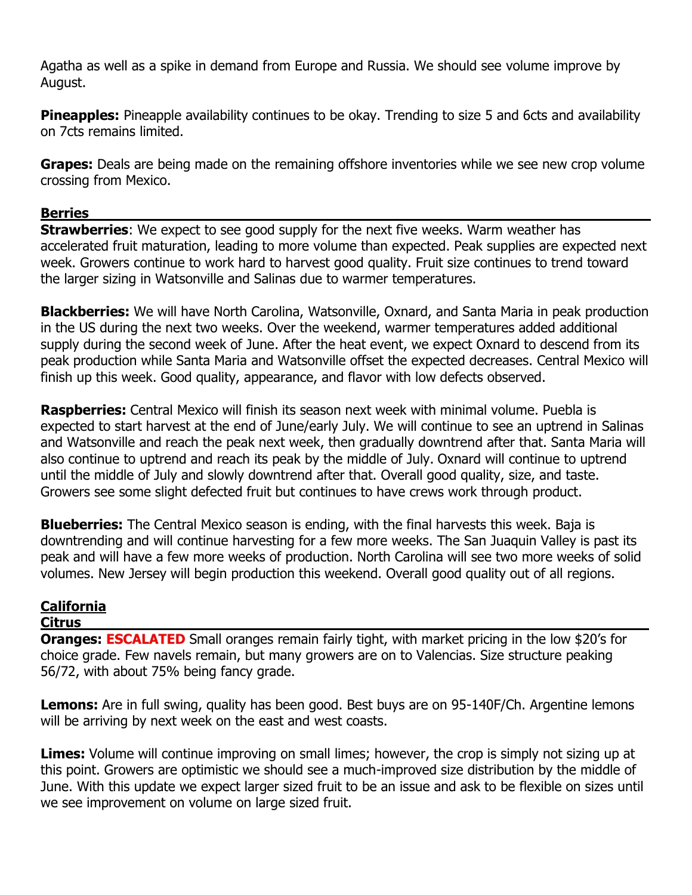Agatha as well as a spike in demand from Europe and Russia. We should see volume improve by August.

**Pineapples:** Pineapple availability continues to be okay. Trending to size 5 and 6cts and availability on 7cts remains limited.

**Grapes:** Deals are being made on the remaining offshore inventories while we see new crop volume crossing from Mexico.

## Berries

**Strawberries**: We expect to see good supply for the next five weeks. Warm weather has accelerated fruit maturation, leading to more volume than expected. Peak supplies are expected next week. Growers continue to work hard to harvest good quality. Fruit size continues to trend toward the larger sizing in Watsonville and Salinas due to warmer temperatures.

**Blackberries:** We will have North Carolina, Watsonville, Oxnard, and Santa Maria in peak production in the US during the next two weeks. Over the weekend, warmer temperatures added additional supply during the second week of June. After the heat event, we expect Oxnard to descend from its peak production while Santa Maria and Watsonville offset the expected decreases. Central Mexico will finish up this week. Good quality, appearance, and flavor with low defects observed.

**Raspberries:** Central Mexico will finish its season next week with minimal volume. Puebla is expected to start harvest at the end of June/early July. We will continue to see an uptrend in Salinas and Watsonville and reach the peak next week, then gradually downtrend after that. Santa Maria will also continue to uptrend and reach its peak by the middle of July. Oxnard will continue to uptrend until the middle of July and slowly downtrend after that. Overall good quality, size, and taste. Growers see some slight defected fruit but continues to have crews work through product.

**Blueberries:** The Central Mexico season is ending, with the final harvests this week. Baja is downtrending and will continue harvesting for a few more weeks. The San Juaquin Valley is past its peak and will have a few more weeks of production. North Carolina will see two more weeks of solid volumes. New Jersey will begin production this weekend. Overall good quality out of all regions.

## California

### Citrus

**Oranges: ESCALATED** Small oranges remain fairly tight, with market pricing in the low $20's for choice grade. Few navels remain, but many growers are on to Valencias. Size structure peaking 56/72, with about 75% being fancy grade.

**Lemons:** Are in full swing, quality has been good. Best buys are on 95-140F/Ch. Argentine lemons will be arriving by next week on the east and west coasts.

**Limes:** Volume will continue improving on small limes; however, the crop is simply not sizing up at this point. Growers are optimistic we should see a much-improved size distribution by the middle of June. With this update we expect larger sized fruit to be an issue and ask to be flexible on sizes until we see improvement on volume on large sized fruit.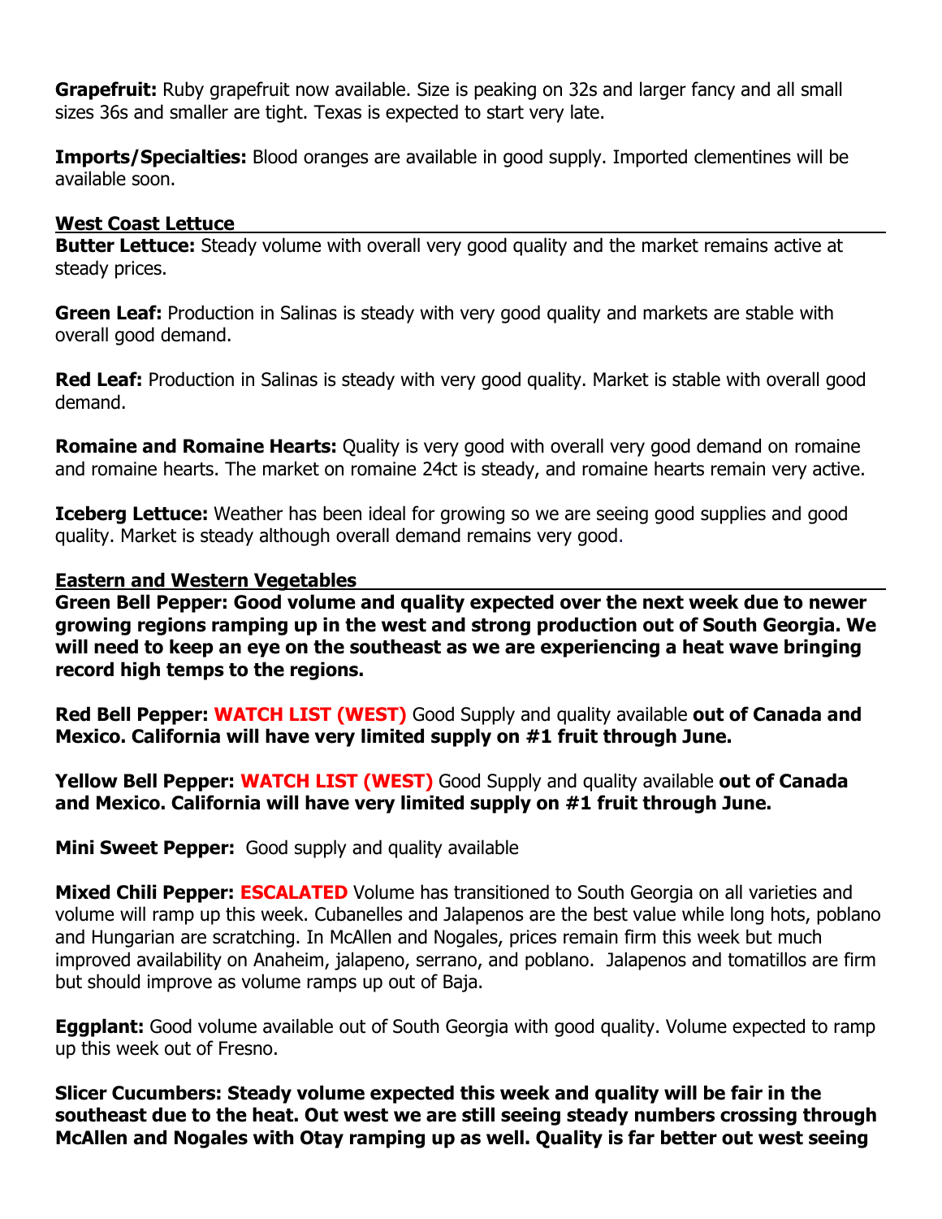**Grapefruit:** Ruby grapefruit now available. Size is peaking on 32s and larger fancy and all small sizes 36s and smaller are tight. Texas is expected to start very late.

**Imports/Specialties:** Blood oranges are available in good supply. Imported clementines will be available soon.

## West Coast Lettuce

**Butter Lettuce:** Steady volume with overall very good quality and the market remains active at steady prices.

**Green Leaf:** Production in Salinas is steady with very good quality and markets are stable with overall good demand.

**Red Leaf:** Production in Salinas is steady with very good quality. Market is stable with overall good demand.

**Romaine and Romaine Hearts:** Quality is very good with overall very good demand on romaine and romaine hearts. The market on romaine 24ct is steady, and romaine hearts remain very active.

**Iceberg Lettuce:** Weather has been ideal for growing so we are seeing good supplies and good quality. Market is steady although overall demand remains very good.

## Eastern and Western Vegetables

**Green Bell Pepper: Good volume and quality expected over the next week due to newer growing regions ramping up in the west and strong production out of South Georgia. We will need to keep an eye on the southeast as we are experiencing a heat wave bringing record high temps to the regions.**

**Red Bell Pepper: WATCH LIST (WEST)** Good Supply and quality available **out of Canada and Mexico. California will have very limited supply on #1 fruit through June.**

**Yellow Bell Pepper: WATCH LIST (WEST)** Good Supply and quality available **out of Canada and Mexico. California will have very limited supply on #1 fruit through June.**

**Mini Sweet Pepper:** Good supply and quality available

**Mixed Chili Pepper: ESCALATED** Volume has transitioned to South Georgia on all varieties and volume will ramp up this week. Cubanelles and Jalapenos are the best value while long hots, poblano and Hungarian are scratching. In McAllen and Nogales, prices remain firm this week but much improved availability on Anaheim, jalapeno, serrano, and poblano. Jalapenos and tomatillos are firm but should improve as volume ramps up out of Baja.

**Eggplant:** Good volume available out of South Georgia with good quality. Volume expected to ramp up this week out of Fresno.

**Slicer Cucumbers: Steady volume expected this week and quality will be fair in the southeast due to the heat. Out west we are still seeing steady numbers crossing through McAllen and Nogales with Otay ramping up as well. Quality is far better out west seeing**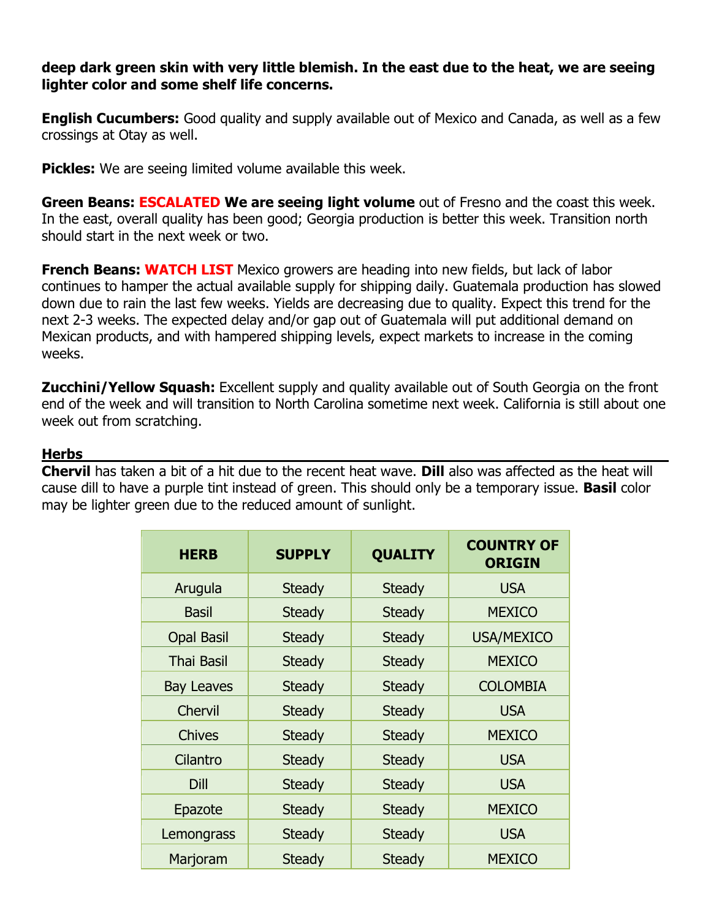**deep dark green skin with very little blemish. In the east due to the heat, we are seeing lighter color and some shelf life concerns.**

**English Cucumbers:** Good quality and supply available out of Mexico and Canada, as well as a few crossings at Otay as well.

**Pickles:** We are seeing limited volume available this week.

**Green Beans: ESCALATED We are seeing light volume** out of Fresno and the coast this week. In the east, overall quality has been good; Georgia production is better this week. Transition north should start in the next week or two.

**French Beans: WATCH LIST** Mexico growers are heading into new fields, but lack of labor continues to hamper the actual available supply for shipping daily. Guatemala production has slowed down due to rain the last few weeks. Yields are decreasing due to quality. Expect this trend for the next 2-3 weeks. The expected delay and/or gap out of Guatemala will put additional demand on Mexican products, and with hampered shipping levels, expect markets to increase in the coming weeks.

**Zucchini/Yellow Squash:** Excellent supply and quality available out of South Georgia on the front end of the week and will transition to North Carolina sometime next week. California is still about one week out from scratching.

## Herbs

**Chervil** has taken a bit of a hit due to the recent heat wave. **Dill** also was affected as the heat will cause dill to have a purple tint instead of green. This should only be a temporary issue. **Basil** color may be lighter green due to the reduced amount of sunlight.

| HERB | SUPPLY | QUALITY | COUNTRY OF ORIGIN |
|---|---|---|---|
| Arugula | Steady | Steady | USA |
| Basil | Steady | Steady | MEXICO |
| Opal Basil | Steady | Steady | USA/MEXICO |
| Thai Basil | Steady | Steady | MEXICO |
| Bay Leaves | Steady | Steady | COLOMBIA |
| Chervil | Steady | Steady | USA |
| Chives | Steady | Steady | MEXICO |
| Cilantro | Steady | Steady | USA |
| Dill | Steady | Steady | USA |
| Epazote | Steady | Steady | MEXICO |
| Lemongrass | Steady | Steady | USA |
| Marjoram | Steady | Steady | MEXICO |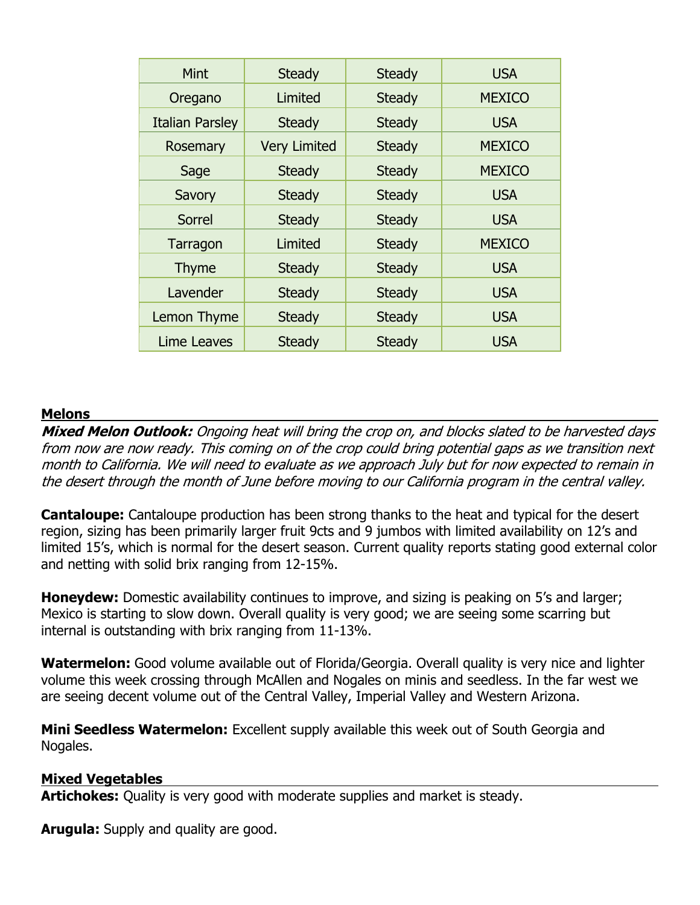| Mint | Steady | Steady | USA |
|---|---|---|---|
| Oregano | Limited | Steady | MEXICO |
| Italian Parsley | Steady | Steady | USA |
| Rosemary | Very Limited | Steady | MEXICO |
| Sage | Steady | Steady | MEXICO |
| Savory | Steady | Steady | USA |
| Sorrel | Steady | Steady | USA |
| Tarragon | Limited | Steady | MEXICO |
| Thyme | Steady | Steady | USA |
| Lavender | Steady | Steady | USA |
| Lemon Thyme | Steady | Steady | USA |
| Lime Leaves | Steady | Steady | USA |

## Melons

***Mixed Melon Outlook:*** *Ongoing heat will bring the crop on, and blocks slated to be harvested days from now are now ready. This coming on of the crop could bring potential gaps as we transition next month to California. We will need to evaluate as we approach July but for now expected to remain in the desert through the month of June before moving to our California program in the central valley.*

**Cantaloupe:** Cantaloupe production has been strong thanks to the heat and typical for the desert region, sizing has been primarily larger fruit 9cts and 9 jumbos with limited availability on 12's and limited 15's, which is normal for the desert season. Current quality reports stating good external color and netting with solid brix ranging from 12-15%.

**Honeydew:** Domestic availability continues to improve, and sizing is peaking on 5's and larger; Mexico is starting to slow down. Overall quality is very good; we are seeing some scarring but internal is outstanding with brix ranging from 11-13%.

**Watermelon:** Good volume available out of Florida/Georgia. Overall quality is very nice and lighter volume this week crossing through McAllen and Nogales on minis and seedless. In the far west we are seeing decent volume out of the Central Valley, Imperial Valley and Western Arizona.

**Mini Seedless Watermelon:** Excellent supply available this week out of South Georgia and Nogales.

## Mixed Vegetables

**Artichokes:** Quality is very good with moderate supplies and market is steady.

**Arugula:** Supply and quality are good.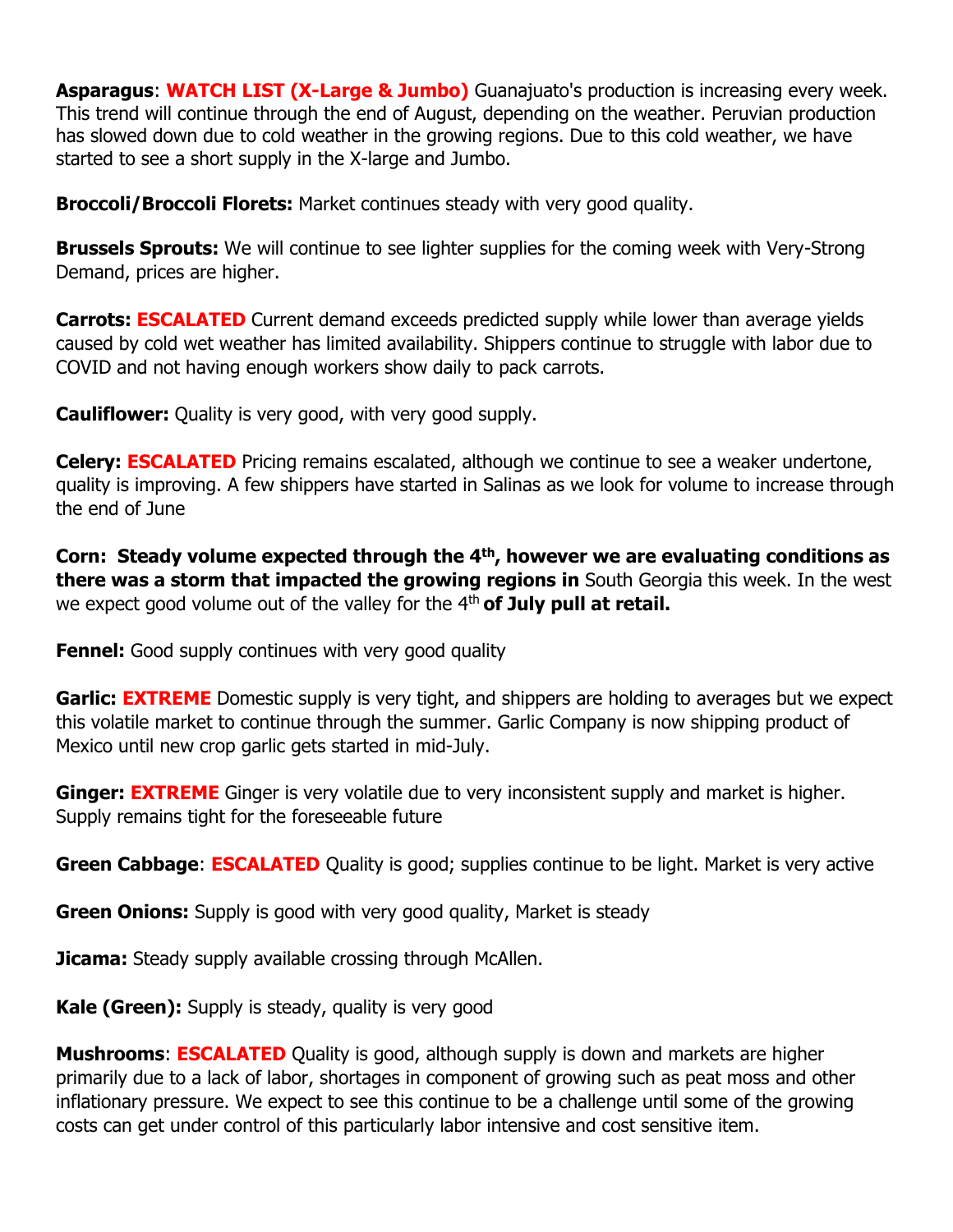**Asparagus**: **WATCH LIST (X-Large & Jumbo)** Guanajuato's production is increasing every week. This trend will continue through the end of August, depending on the weather. Peruvian production has slowed down due to cold weather in the growing regions. Due to this cold weather, we have started to see a short supply in the X-large and Jumbo.

**Broccoli/Broccoli Florets:** Market continues steady with very good quality.

**Brussels Sprouts:** We will continue to see lighter supplies for the coming week with Very-Strong Demand, prices are higher.

**Carrots: ESCALATED** Current demand exceeds predicted supply while lower than average yields caused by cold wet weather has limited availability. Shippers continue to struggle with labor due to COVID and not having enough workers show daily to pack carrots.

**Cauliflower:** Quality is very good, with very good supply.

**Celery: ESCALATED** Pricing remains escalated, although we continue to see a weaker undertone, quality is improving. A few shippers have started in Salinas as we look for volume to increase through the end of June

**Corn: Steady volume expected through the 4th, however we are evaluating conditions as there was a storm that impacted the growing regions in** South Georgia this week. In the west we expect good volume out of the valley for the 4th **of July pull at retail.**

**Fennel:** Good supply continues with very good quality

**Garlic: EXTREME** Domestic supply is very tight, and shippers are holding to averages but we expect this volatile market to continue through the summer. Garlic Company is now shipping product of Mexico until new crop garlic gets started in mid-July.

**Ginger: EXTREME** Ginger is very volatile due to very inconsistent supply and market is higher. Supply remains tight for the foreseeable future

**Green Cabbage**: **ESCALATED** Quality is good; supplies continue to be light. Market is very active

**Green Onions:** Supply is good with very good quality, Market is steady

**Jicama:** Steady supply available crossing through McAllen.

**Kale (Green):** Supply is steady, quality is very good

**Mushrooms**: **ESCALATED** Quality is good, although supply is down and markets are higher primarily due to a lack of labor, shortages in component of growing such as peat moss and other inflationary pressure. We expect to see this continue to be a challenge until some of the growing costs can get under control of this particularly labor intensive and cost sensitive item.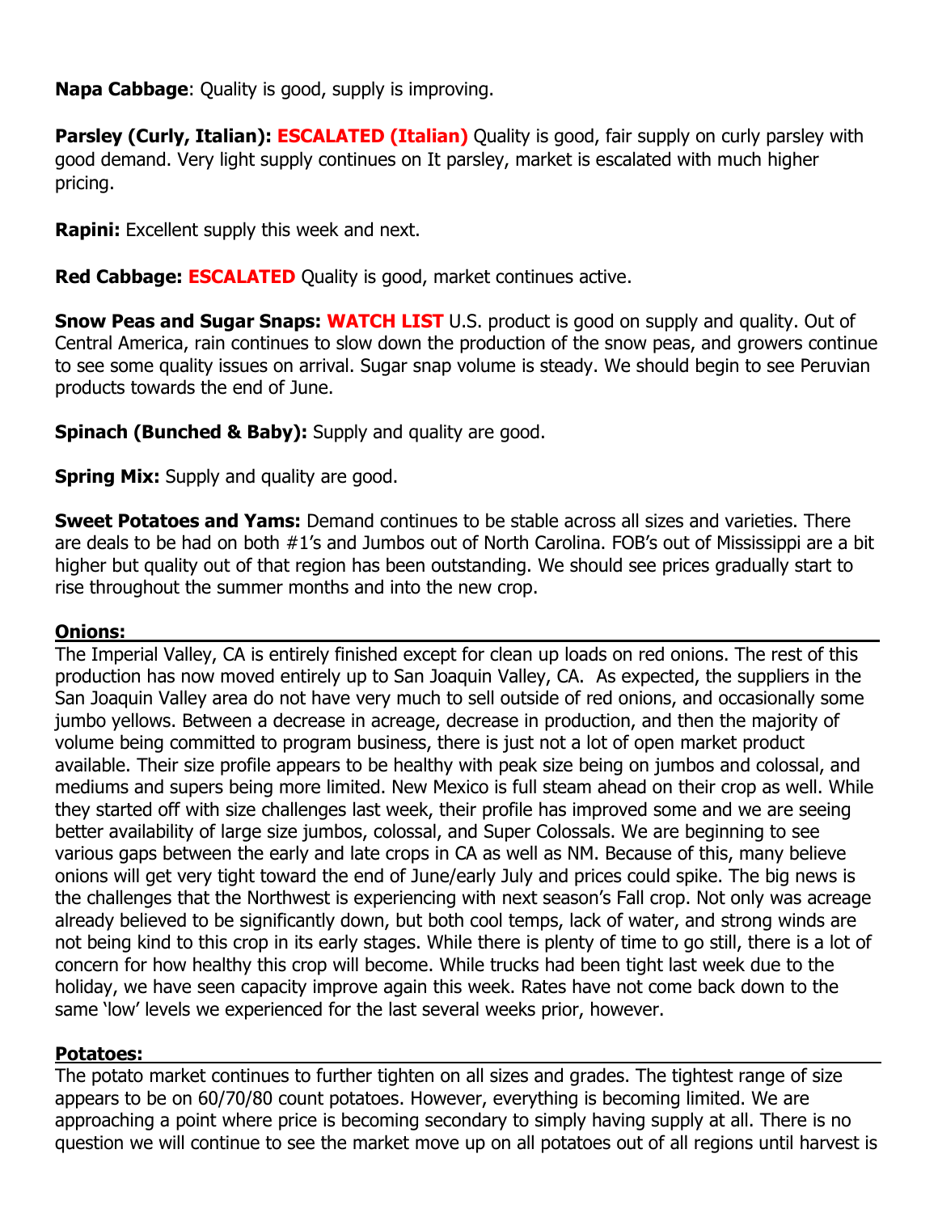**Napa Cabbage**: Quality is good, supply is improving.

**Parsley (Curly, Italian): ESCALATED (Italian)** Quality is good, fair supply on curly parsley with good demand. Very light supply continues on It parsley, market is escalated with much higher pricing.

**Rapini:** Excellent supply this week and next.

**Red Cabbage: ESCALATED** Quality is good, market continues active.

**Snow Peas and Sugar Snaps: WATCH LIST** U.S. product is good on supply and quality. Out of Central America, rain continues to slow down the production of the snow peas, and growers continue to see some quality issues on arrival. Sugar snap volume is steady. We should begin to see Peruvian products towards the end of June.

**Spinach (Bunched & Baby):** Supply and quality are good.

**Spring Mix:** Supply and quality are good.

**Sweet Potatoes and Yams:** Demand continues to be stable across all sizes and varieties. There are deals to be had on both #1's and Jumbos out of North Carolina. FOB's out of Mississippi are a bit higher but quality out of that region has been outstanding. We should see prices gradually start to rise throughout the summer months and into the new crop.

## Onions:

The Imperial Valley, CA is entirely finished except for clean up loads on red onions. The rest of this production has now moved entirely up to San Joaquin Valley, CA. As expected, the suppliers in the San Joaquin Valley area do not have very much to sell outside of red onions, and occasionally some jumbo yellows. Between a decrease in acreage, decrease in production, and then the majority of volume being committed to program business, there is just not a lot of open market product available. Their size profile appears to be healthy with peak size being on jumbos and colossal, and mediums and supers being more limited. New Mexico is full steam ahead on their crop as well. While they started off with size challenges last week, their profile has improved some and we are seeing better availability of large size jumbos, colossal, and Super Colossals. We are beginning to see various gaps between the early and late crops in CA as well as NM. Because of this, many believe onions will get very tight toward the end of June/early July and prices could spike. The big news is the challenges that the Northwest is experiencing with next season's Fall crop. Not only was acreage already believed to be significantly down, but both cool temps, lack of water, and strong winds are not being kind to this crop in its early stages. While there is plenty of time to go still, there is a lot of concern for how healthy this crop will become. While trucks had been tight last week due to the holiday, we have seen capacity improve again this week. Rates have not come back down to the same 'low' levels we experienced for the last several weeks prior, however.

## Potatoes:

The potato market continues to further tighten on all sizes and grades. The tightest range of size appears to be on 60/70/80 count potatoes. However, everything is becoming limited. We are approaching a point where price is becoming secondary to simply having supply at all. There is no question we will continue to see the market move up on all potatoes out of all regions until harvest is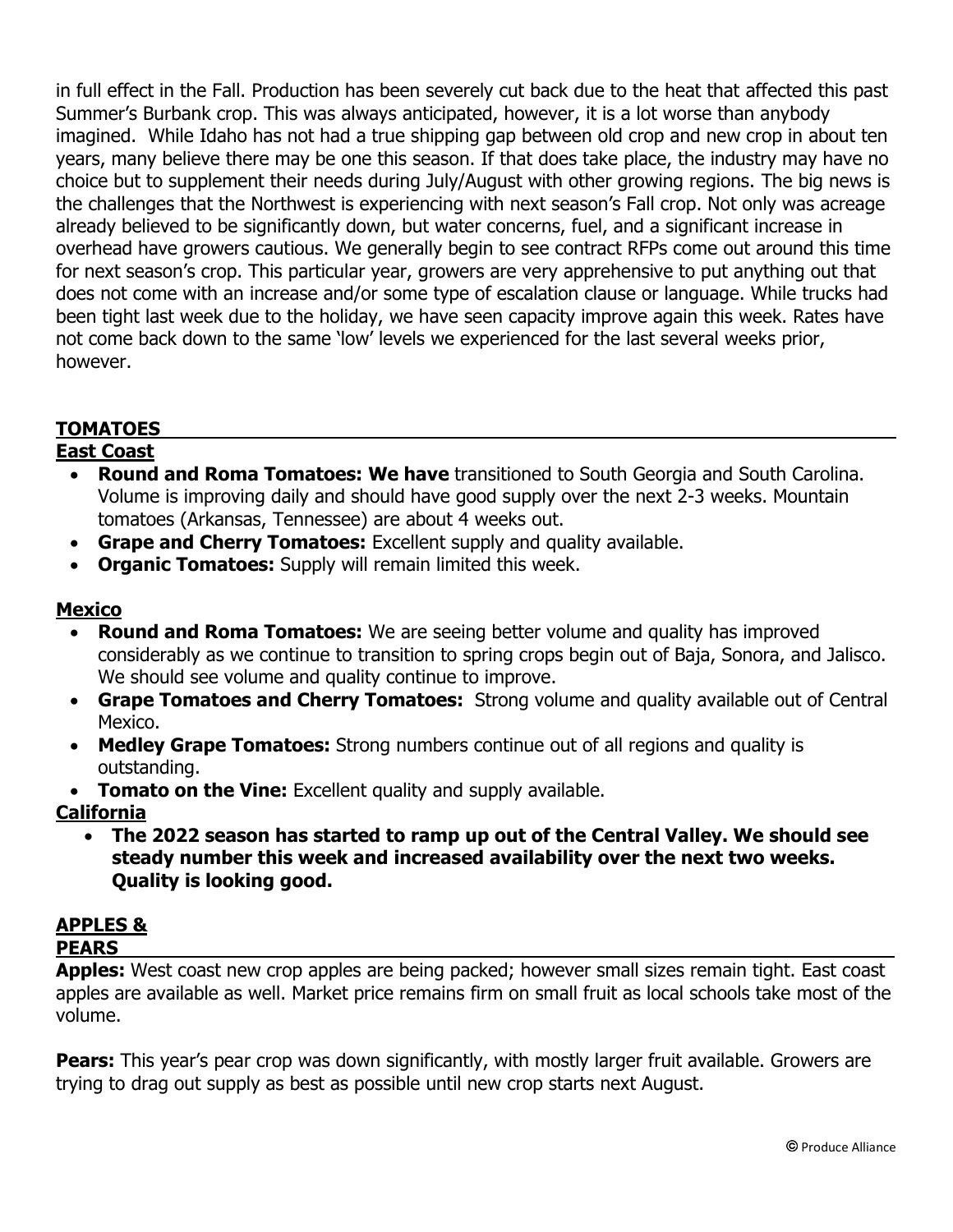in full effect in the Fall. Production has been severely cut back due to the heat that affected this past Summer's Burbank crop. This was always anticipated, however, it is a lot worse than anybody imagined. While Idaho has not had a true shipping gap between old crop and new crop in about ten years, many believe there may be one this season. If that does take place, the industry may have no choice but to supplement their needs during July/August with other growing regions. The big news is the challenges that the Northwest is experiencing with next season's Fall crop. Not only was acreage already believed to be significantly down, but water concerns, fuel, and a significant increase in overhead have growers cautious. We generally begin to see contract RFPs come out around this time for next season's crop. This particular year, growers are very apprehensive to put anything out that does not come with an increase and/or some type of escalation clause or language. While trucks had been tight last week due to the holiday, we have seen capacity improve again this week. Rates have not come back down to the same 'low' levels we experienced for the last several weeks prior, however.

## TOMATOES

### East Coast

- **Round and Roma Tomatoes: We have** transitioned to South Georgia and South Carolina. Volume is improving daily and should have good supply over the next 2-3 weeks. Mountain tomatoes (Arkansas, Tennessee) are about 4 weeks out.
- **Grape and Cherry Tomatoes:** Excellent supply and quality available.
- **Organic Tomatoes:** Supply will remain limited this week.

### Mexico

- **Round and Roma Tomatoes:** We are seeing better volume and quality has improved considerably as we continue to transition to spring crops begin out of Baja, Sonora, and Jalisco. We should see volume and quality continue to improve.
- **Grape Tomatoes and Cherry Tomatoes:** Strong volume and quality available out of Central Mexico.
- **Medley Grape Tomatoes:** Strong numbers continue out of all regions and quality is outstanding.
- **Tomato on the Vine:** Excellent quality and supply available.

### California

- **The 2022 season has started to ramp up out of the Central Valley. We should see steady number this week and increased availability over the next two weeks. Quality is looking good.**

## APPLES & PEARS

**Apples:** West coast new crop apples are being packed; however small sizes remain tight. East coast apples are available as well. Market price remains firm on small fruit as local schools take most of the volume.

**Pears:** This year's pear crop was down significantly, with mostly larger fruit available. Growers are trying to drag out supply as best as possible until new crop starts next August.

© Produce Alliance